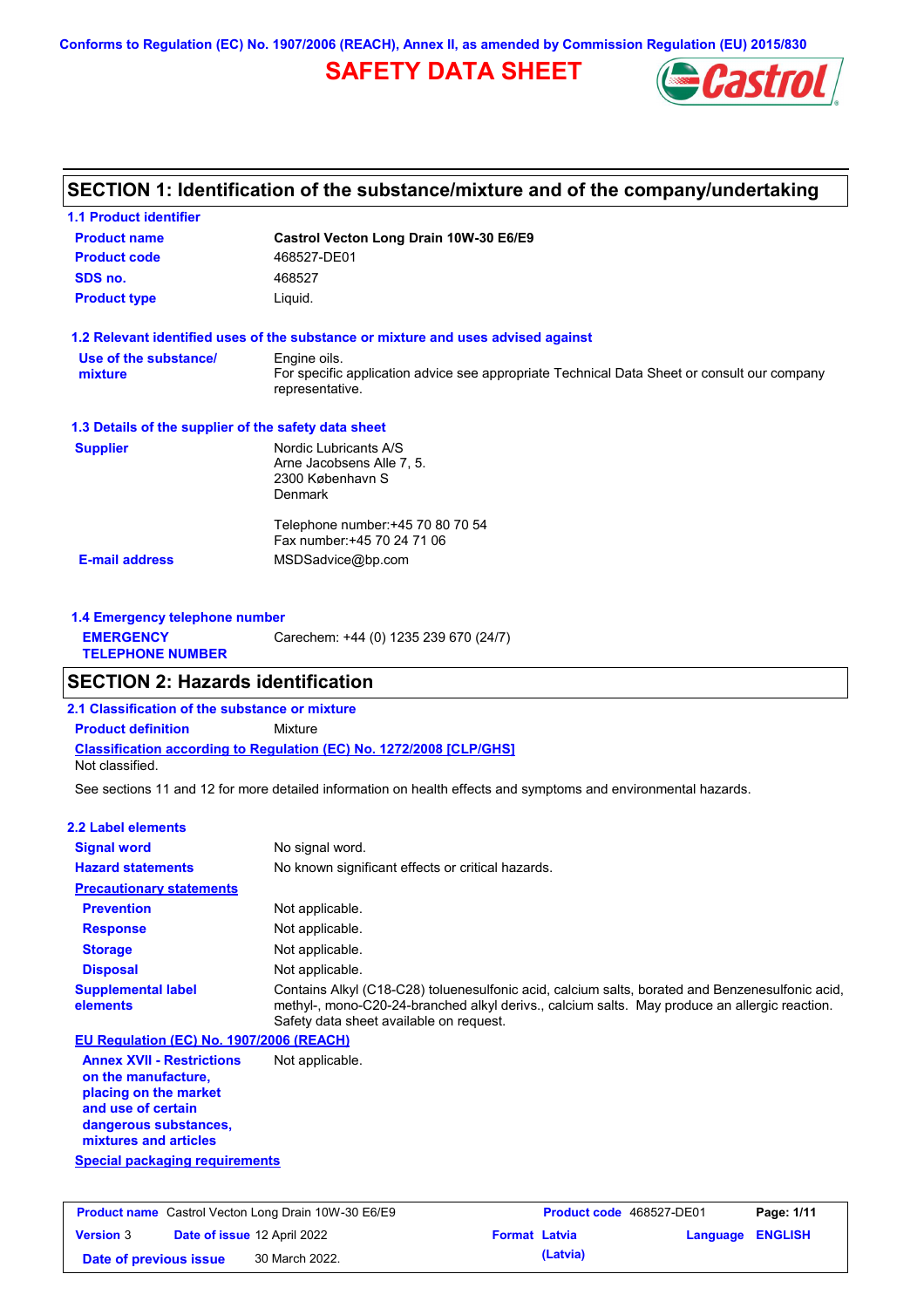Conforms to Regulation (EC) No. 1907/2006 (REACH), Annex II, as amended by Commission Regulation (EU) 2015/830

# SAFETY DATA SHEET

## SECTION 1: Identification of the substance/mixture and of the company/undertaking

### 1.1 Product identifier

| | |
|---|---|
| **Product name** | **Castrol Vecton Long Drain 10W-30 E6/E9** |
| **Product code** | 468527-DE01 |
| **SDS no.** | 468527 |
| **Product type** | Liquid. |

### 1.2 Relevant identified uses of the substance or mixture and uses advised against

| | |
|---|---|
| **Use of the substance/ mixture** | Engine oils. For specific application advice see appropriate Technical Data Sheet or consult our company representative. |

### 1.3 Details of the supplier of the safety data sheet

| | |
|---|---|
| **Supplier** | Nordic Lubricants A/S<br>Arne Jacobsens Alle 7, 5.<br>2300 København S<br>Denmark<br><br>Telephone number:+45 70 80 70 54<br>Fax number:+45 70 24 71 06 |
| **E-mail address** | MSDSadvice@bp.com |

### 1.4 Emergency telephone number

| | |
|---|---|
| **EMERGENCY TELEPHONE NUMBER** | Carechem: +44 (0) 1235 239 670 (24/7) |

## SECTION 2: Hazards identification

### 2.1 Classification of the substance or mixture

**Product definition** Mixture

**Classification according to Regulation (EC) No. 1272/2008 [CLP/GHS]**

Not classified.

See sections 11 and 12 for more detailed information on health effects and symptoms and environmental hazards.

### 2.2 Label elements

| | |
|---|---|
| **Signal word** | No signal word. |
| **Hazard statements** | No known significant effects or critical hazards. |
| **Precautionary statements** | |
| **Prevention** | Not applicable. |
| **Response** | Not applicable. |
| **Storage** | Not applicable. |
| **Disposal** | Not applicable. |
| **Supplemental label elements** | Contains Alkyl (C18-C28) toluenesulfonic acid, calcium salts, borated and Benzenesulfonic acid, methyl-, mono-C20-24-branched alkyl derivs., calcium salts. May produce an allergic reaction. Safety data sheet available on request. |

**EU Regulation (EC) No. 1907/2006 (REACH)**

| | |
|---|---|
| **Annex XVII - Restrictions on the manufacture, placing on the market and use of certain dangerous substances, mixtures and articles** | Not applicable. |

**Special packaging requirements**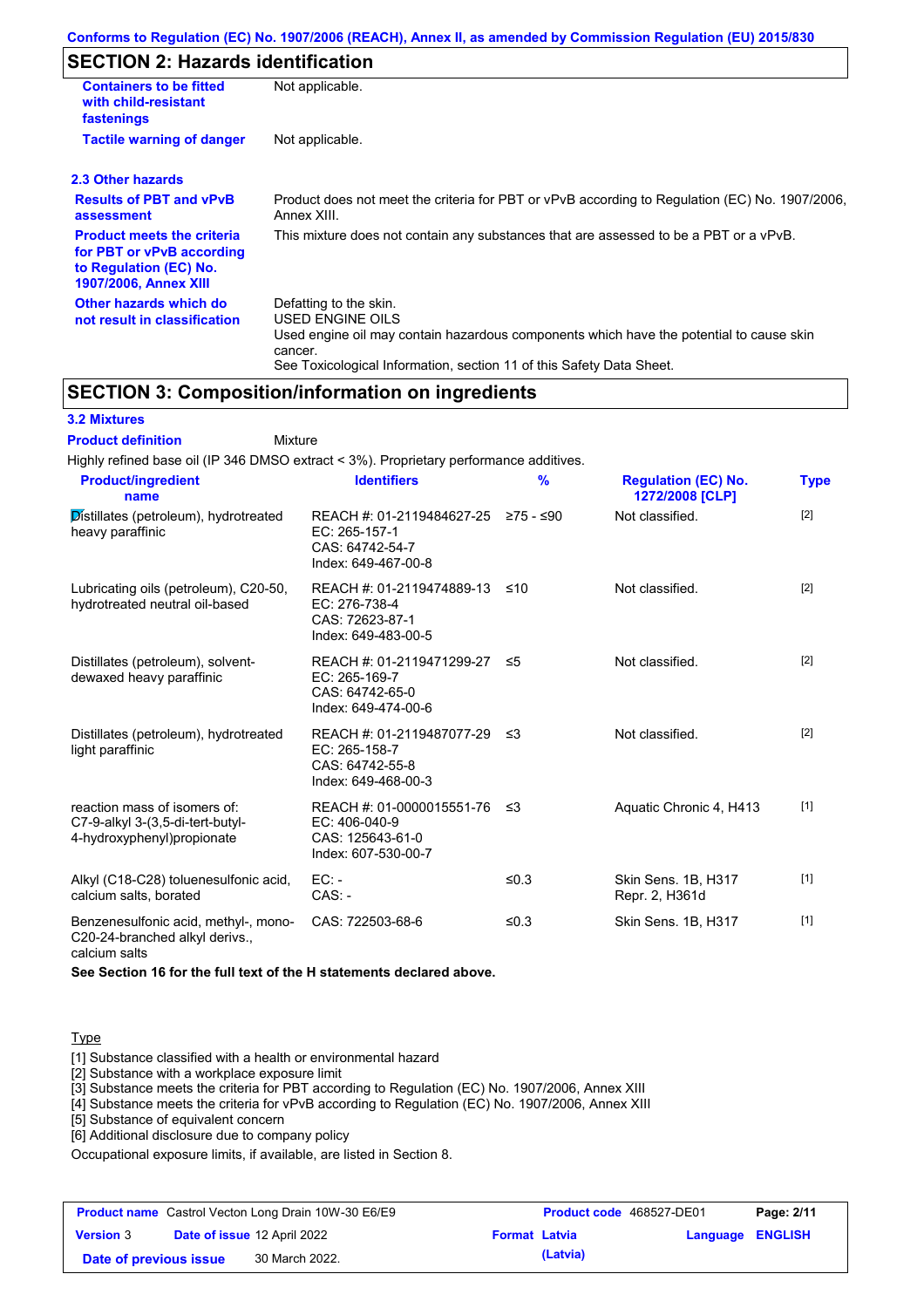## SECTION 2: Hazards identification

| | |
|---|---|
| **Containers to be fitted with child-resistant fastenings** | Not applicable. |
| **Tactile warning of danger** | Not applicable. |

### 2.3 Other hazards

| | |
|---|---|
| **Results of PBT and vPvB assessment** | Product does not meet the criteria for PBT or vPvB according to Regulation (EC) No. 1907/2006, Annex XIII. |
| **Product meets the criteria for PBT or vPvB according to Regulation (EC) No. 1907/2006, Annex XIII** | This mixture does not contain any substances that are assessed to be a PBT or a vPvB. |
| **Other hazards which do not result in classification** | Defatting to the skin.<br>USED ENGINE OILS<br>Used engine oil may contain hazardous components which have the potential to cause skin cancer.<br>See Toxicological Information, section 11 of this Safety Data Sheet. |

## SECTION 3: Composition/information on ingredients

### 3.2 Mixtures

**Product definition** Mixture

Highly refined base oil (IP 346 DMSO extract < 3%). Proprietary performance additives.

| Product/ingredient name | Identifiers | % | Regulation (EC) No. 1272/2008 [CLP] | Type |
|---|---|---|---|---|
| Distillates (petroleum), hydrotreated heavy paraffinic | REACH #: 01-2119484627-25<br>EC: 265-157-1<br>CAS: 64742-54-7<br>Index: 649-467-00-8 | ≥75 - ≤90 | Not classified. | [2] |
| Lubricating oils (petroleum), C20-50, hydrotreated neutral oil-based | REACH #: 01-2119474889-13<br>EC: 276-738-4<br>CAS: 72623-87-1<br>Index: 649-483-00-5 | ≤10 | Not classified. | [2] |
| Distillates (petroleum), solvent-dewaxed heavy paraffinic | REACH #: 01-2119471299-27<br>EC: 265-169-7<br>CAS: 64742-65-0<br>Index: 649-474-00-6 | ≤5 | Not classified. | [2] |
| Distillates (petroleum), hydrotreated light paraffinic | REACH #: 01-2119487077-29<br>EC: 265-158-7<br>CAS: 64742-55-8<br>Index: 649-468-00-3 | ≤3 | Not classified. | [2] |
| reaction mass of isomers of: C7-9-alkyl 3-(3,5-di-tert-butyl-4-hydroxyphenyl)propionate | REACH #: 01-0000015551-76<br>EC: 406-040-9<br>CAS: 125643-61-0<br>Index: 607-530-00-7 | ≤3 | Aquatic Chronic 4, H413 | [1] |
| Alkyl (C18-C28) toluenesulfonic acid, calcium salts, borated | EC: -<br>CAS: - | ≤0.3 | Skin Sens. 1B, H317<br>Repr. 2, H361d | [1] |
| Benzenesulfonic acid, methyl-, mono-C20-24-branched alkyl derivs., calcium salts | CAS: 722503-68-6 | ≤0.3 | Skin Sens. 1B, H317 | [1] |

**See Section 16 for the full text of the H statements declared above.**

Type

[1] Substance classified with a health or environmental hazard
[2] Substance with a workplace exposure limit
[3] Substance meets the criteria for PBT according to Regulation (EC) No. 1907/2006, Annex XIII
[4] Substance meets the criteria for vPvB according to Regulation (EC) No. 1907/2006, Annex XIII
[5] Substance of equivalent concern
[6] Additional disclosure due to company policy

Occupational exposure limits, if available, are listed in Section 8.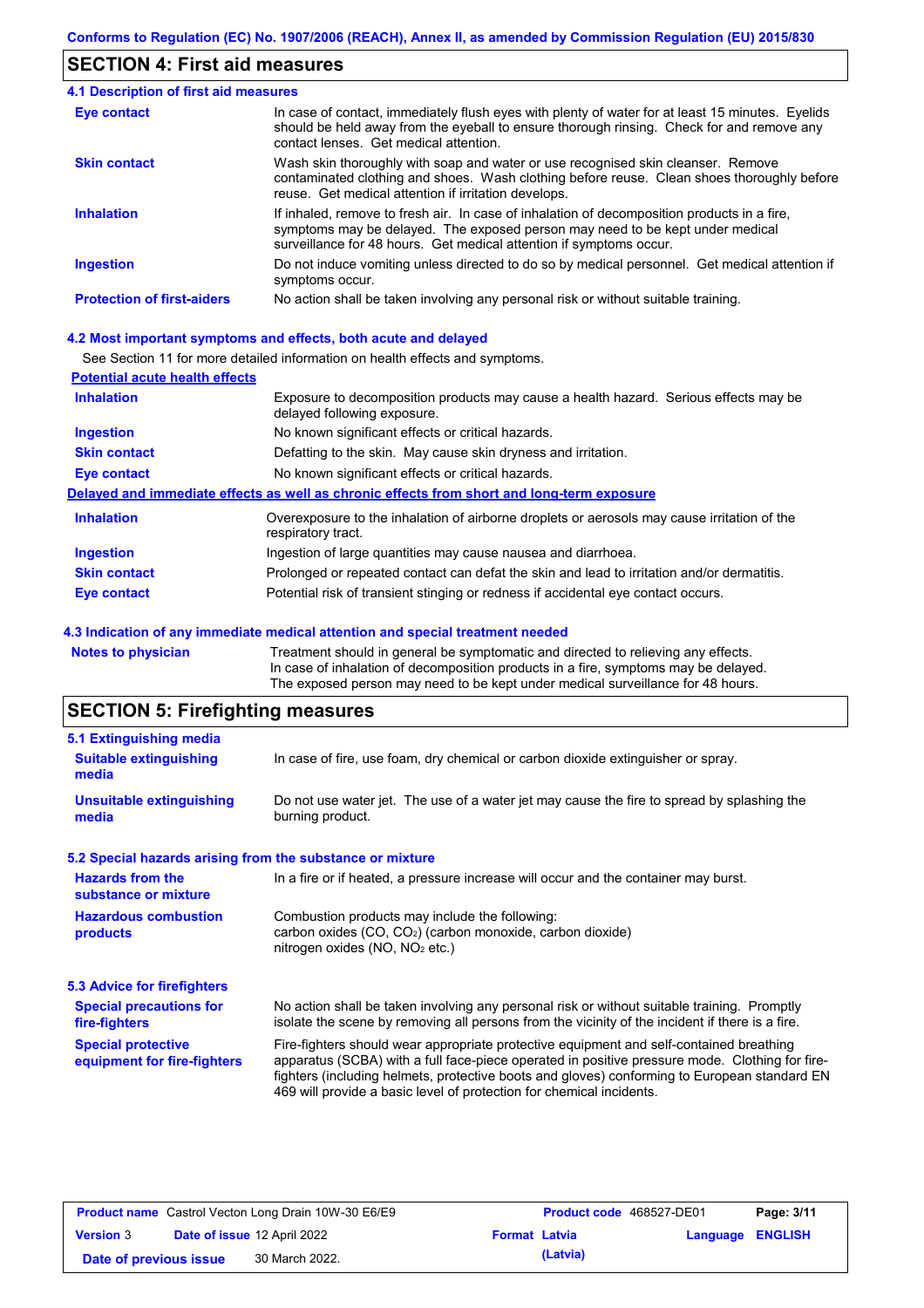## SECTION 4: First aid measures

### 4.1 Description of first aid measures

| | |
|---|---|
| **Eye contact** | In case of contact, immediately flush eyes with plenty of water for at least 15 minutes. Eyelids should be held away from the eyeball to ensure thorough rinsing. Check for and remove any contact lenses. Get medical attention. |
| **Skin contact** | Wash skin thoroughly with soap and water or use recognised skin cleanser. Remove contaminated clothing and shoes. Wash clothing before reuse. Clean shoes thoroughly before reuse. Get medical attention if irritation develops. |
| **Inhalation** | If inhaled, remove to fresh air. In case of inhalation of decomposition products in a fire, symptoms may be delayed. The exposed person may need to be kept under medical surveillance for 48 hours. Get medical attention if symptoms occur. |
| **Ingestion** | Do not induce vomiting unless directed to do so by medical personnel. Get medical attention if symptoms occur. |
| **Protection of first-aiders** | No action shall be taken involving any personal risk or without suitable training. |

### 4.2 Most important symptoms and effects, both acute and delayed

See Section 11 for more detailed information on health effects and symptoms.

**Potential acute health effects**

| | |
|---|---|
| **Inhalation** | Exposure to decomposition products may cause a health hazard. Serious effects may be delayed following exposure. |
| **Ingestion** | No known significant effects or critical hazards. |
| **Skin contact** | Defatting to the skin. May cause skin dryness and irritation. |
| **Eye contact** | No known significant effects or critical hazards. |

**Delayed and immediate effects as well as chronic effects from short and long-term exposure**

| | |
|---|---|
| **Inhalation** | Overexposure to the inhalation of airborne droplets or aerosols may cause irritation of the respiratory tract. |
| **Ingestion** | Ingestion of large quantities may cause nausea and diarrhoea. |
| **Skin contact** | Prolonged or repeated contact can defat the skin and lead to irritation and/or dermatitis. |
| **Eye contact** | Potential risk of transient stinging or redness if accidental eye contact occurs. |

### 4.3 Indication of any immediate medical attention and special treatment needed

| | |
|---|---|
| **Notes to physician** | Treatment should in general be symptomatic and directed to relieving any effects. In case of inhalation of decomposition products in a fire, symptoms may be delayed. The exposed person may need to be kept under medical surveillance for 48 hours. |

## SECTION 5: Firefighting measures

### 5.1 Extinguishing media

| | |
|---|---|
| **Suitable extinguishing media** | In case of fire, use foam, dry chemical or carbon dioxide extinguisher or spray. |
| **Unsuitable extinguishing media** | Do not use water jet. The use of a water jet may cause the fire to spread by splashing the burning product. |

### 5.2 Special hazards arising from the substance or mixture

| | |
|---|---|
| **Hazards from the substance or mixture** | In a fire or if heated, a pressure increase will occur and the container may burst. |
| **Hazardous combustion products** | Combustion products may include the following: carbon oxides ($CO$, $CO_2$) (carbon monoxide, carbon dioxide) nitrogen oxides ($NO$, $NO_2$ etc.) |

### 5.3 Advice for firefighters

| | |
|---|---|
| **Special precautions for fire-fighters** | No action shall be taken involving any personal risk or without suitable training. Promptly isolate the scene by removing all persons from the vicinity of the incident if there is a fire. |
| **Special protective equipment for fire-fighters** | Fire-fighters should wear appropriate protective equipment and self-contained breathing apparatus (SCBA) with a full face-piece operated in positive pressure mode. Clothing for fire-fighters (including helmets, protective boots and gloves) conforming to European standard EN 469 will provide a basic level of protection for chemical incidents. |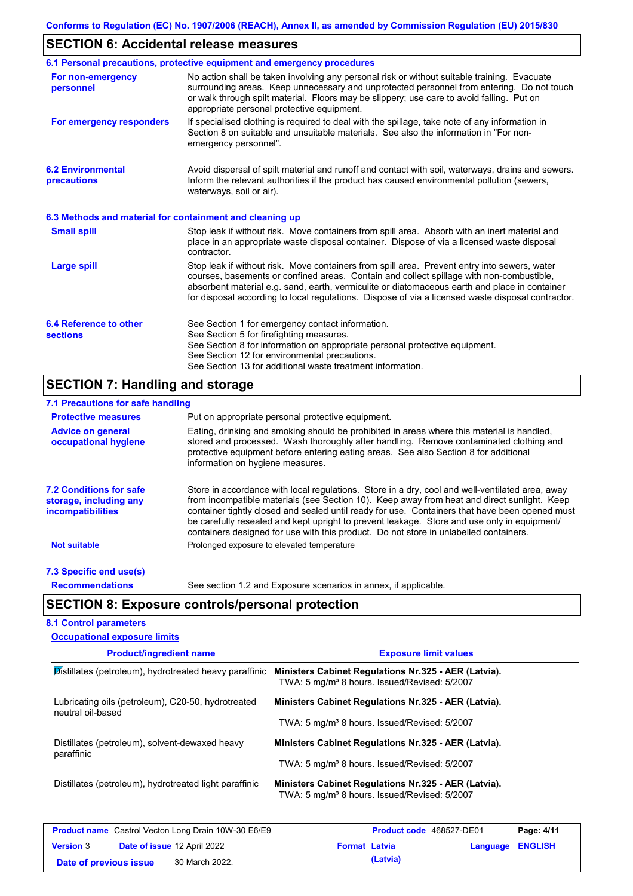## SECTION 6: Accidental release measures

### 6.1 Personal precautions, protective equipment and emergency procedures

**For non-emergency personnel**

No action shall be taken involving any personal risk or without suitable training. Evacuate surrounding areas. Keep unnecessary and unprotected personnel from entering. Do not touch or walk through spilt material. Floors may be slippery; use care to avoid falling. Put on appropriate personal protective equipment.

**For emergency responders**

If specialised clothing is required to deal with the spillage, take note of any information in Section 8 on suitable and unsuitable materials. See also the information in "For non-emergency personnel".

### 6.2 Environmental precautions

Avoid dispersal of spilt material and runoff and contact with soil, waterways, drains and sewers. Inform the relevant authorities if the product has caused environmental pollution (sewers, waterways, soil or air).

### 6.3 Methods and material for containment and cleaning up

**Small spill**

Stop leak if without risk. Move containers from spill area. Absorb with an inert material and place in an appropriate waste disposal container. Dispose of via a licensed waste disposal contractor.

**Large spill**

Stop leak if without risk. Move containers from spill area. Prevent entry into sewers, water courses, basements or confined areas. Contain and collect spillage with non-combustible, absorbent material e.g. sand, earth, vermiculite or diatomaceous earth and place in container for disposal according to local regulations. Dispose of via a licensed waste disposal contractor.

### 6.4 Reference to other sections

See Section 1 for emergency contact information.
See Section 5 for firefighting measures.
See Section 8 for information on appropriate personal protective equipment.
See Section 12 for environmental precautions.
See Section 13 for additional waste treatment information.

## SECTION 7: Handling and storage

### 7.1 Precautions for safe handling

**Protective measures**

Put on appropriate personal protective equipment.

**Advice on general occupational hygiene**

Eating, drinking and smoking should be prohibited in areas where this material is handled, stored and processed. Wash thoroughly after handling. Remove contaminated clothing and protective equipment before entering eating areas. See also Section 8 for additional information on hygiene measures.

### 7.2 Conditions for safe storage, including any incompatibilities

Store in accordance with local regulations. Store in a dry, cool and well-ventilated area, away from incompatible materials (see Section 10). Keep away from heat and direct sunlight. Keep container tightly closed and sealed until ready for use. Containers that have been opened must be carefully resealed and kept upright to prevent leakage. Store and use only in equipment/ containers designed for use with this product. Do not store in unlabelled containers.

**Not suitable**

Prolonged exposure to elevated temperature

### 7.3 Specific end use(s)

**Recommendations**

See section 1.2 and Exposure scenarios in annex, if applicable.

## SECTION 8: Exposure controls/personal protection

### 8.1 Control parameters

**Occupational exposure limits**

| Product/ingredient name | Exposure limit values |
|---|---|
| Distillates (petroleum), hydrotreated heavy paraffinic | **Ministers Cabinet Regulations Nr.325 - AER (Latvia).** TWA: 5 mg/m³ 8 hours. Issued/Revised: 5/2007 |
| Lubricating oils (petroleum), C20-50, hydrotreated neutral oil-based | **Ministers Cabinet Regulations Nr.325 - AER (Latvia).** TWA: 5 mg/m³ 8 hours. Issued/Revised: 5/2007 |
| Distillates (petroleum), solvent-dewaxed heavy paraffinic | **Ministers Cabinet Regulations Nr.325 - AER (Latvia).** TWA: 5 mg/m³ 8 hours. Issued/Revised: 5/2007 |
| Distillates (petroleum), hydrotreated light paraffinic | **Ministers Cabinet Regulations Nr.325 - AER (Latvia).** TWA: 5 mg/m³ 8 hours. Issued/Revised: 5/2007 |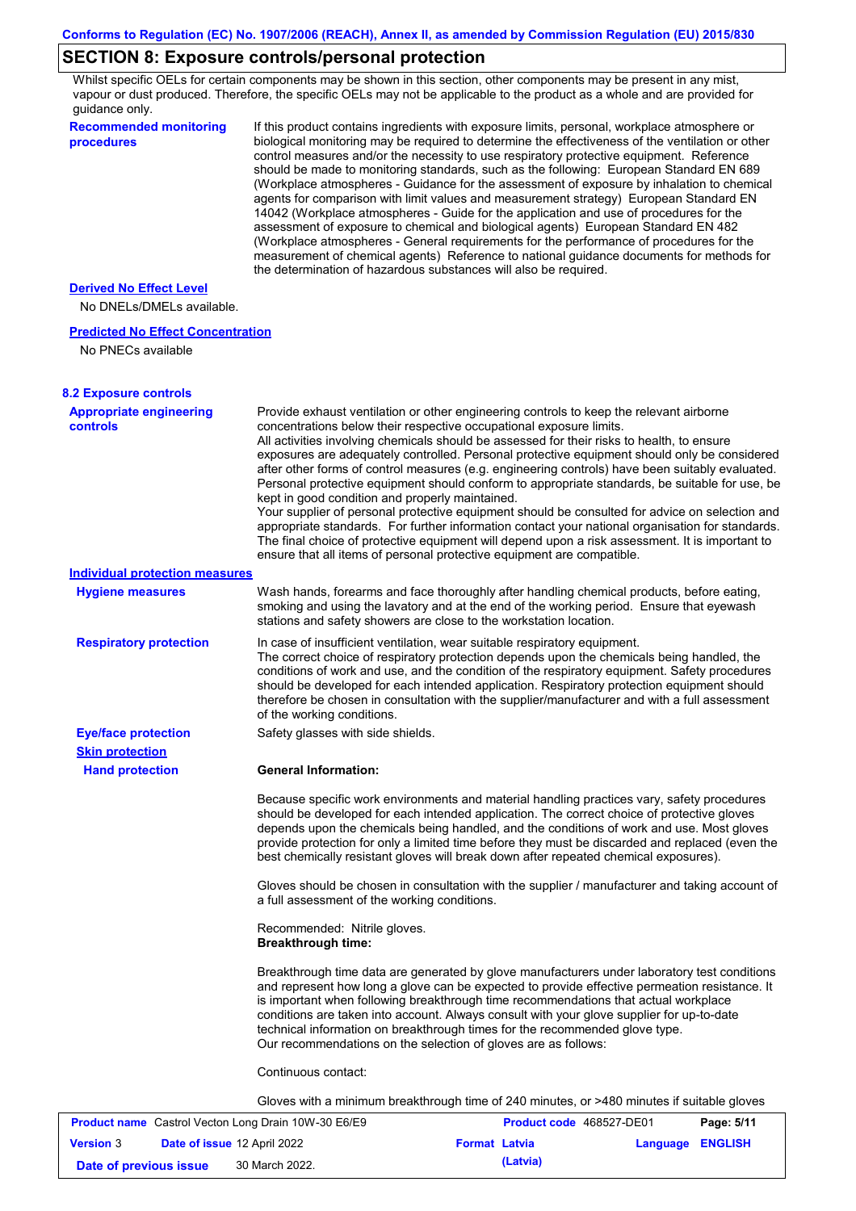## SECTION 8: Exposure controls/personal protection

Whilst specific OELs for certain components may be shown in this section, other components may be present in any mist, vapour or dust produced. Therefore, the specific OELs may not be applicable to the product as a whole and are provided for guidance only.

**Recommended monitoring procedures**

If this product contains ingredients with exposure limits, personal, workplace atmosphere or biological monitoring may be required to determine the effectiveness of the ventilation or other control measures and/or the necessity to use respiratory protective equipment. Reference should be made to monitoring standards, such as the following: European Standard EN 689 (Workplace atmospheres - Guidance for the assessment of exposure by inhalation to chemical agents for comparison with limit values and measurement strategy) European Standard EN 14042 (Workplace atmospheres - Guide for the application and use of procedures for the assessment of exposure to chemical and biological agents) European Standard EN 482 (Workplace atmospheres - General requirements for the performance of procedures for the measurement of chemical agents) Reference to national guidance documents for methods for the determination of hazardous substances will also be required.

**Derived No Effect Level**

No DNELs/DMELs available.

**Predicted No Effect Concentration**

No PNECs available

### 8.2 Exposure controls

**Appropriate engineering controls**

Provide exhaust ventilation or other engineering controls to keep the relevant airborne concentrations below their respective occupational exposure limits.
All activities involving chemicals should be assessed for their risks to health, to ensure exposures are adequately controlled. Personal protective equipment should only be considered after other forms of control measures (e.g. engineering controls) have been suitably evaluated. Personal protective equipment should conform to appropriate standards, be suitable for use, be kept in good condition and properly maintained.
Your supplier of personal protective equipment should be consulted for advice on selection and appropriate standards. For further information contact your national organisation for standards. The final choice of protective equipment will depend upon a risk assessment. It is important to ensure that all items of personal protective equipment are compatible.

**Individual protection measures**

**Hygiene measures**

Wash hands, forearms and face thoroughly after handling chemical products, before eating, smoking and using the lavatory and at the end of the working period. Ensure that eyewash stations and safety showers are close to the workstation location.

**Respiratory protection**

In case of insufficient ventilation, wear suitable respiratory equipment.
The correct choice of respiratory protection depends upon the chemicals being handled, the conditions of work and use, and the condition of the respiratory equipment. Safety procedures should be developed for each intended application. Respiratory protection equipment should therefore be chosen in consultation with the supplier/manufacturer and with a full assessment of the working conditions.

**Eye/face protection**

Safety glasses with side shields.

**Skin protection**

**Hand protection**

**General Information:**

Because specific work environments and material handling practices vary, safety procedures should be developed for each intended application. The correct choice of protective gloves depends upon the chemicals being handled, and the conditions of work and use. Most gloves provide protection for only a limited time before they must be discarded and replaced (even the best chemically resistant gloves will break down after repeated chemical exposures).

Gloves should be chosen in consultation with the supplier / manufacturer and taking account of a full assessment of the working conditions.

Recommended: Nitrile gloves.
**Breakthrough time:**

Breakthrough time data are generated by glove manufacturers under laboratory test conditions and represent how long a glove can be expected to provide effective permeation resistance. It is important when following breakthrough time recommendations that actual workplace conditions are taken into account. Always consult with your glove supplier for up-to-date technical information on breakthrough times for the recommended glove type.
Our recommendations on the selection of gloves are as follows:

Continuous contact:

Gloves with a minimum breakthrough time of 240 minutes, or >480 minutes if suitable gloves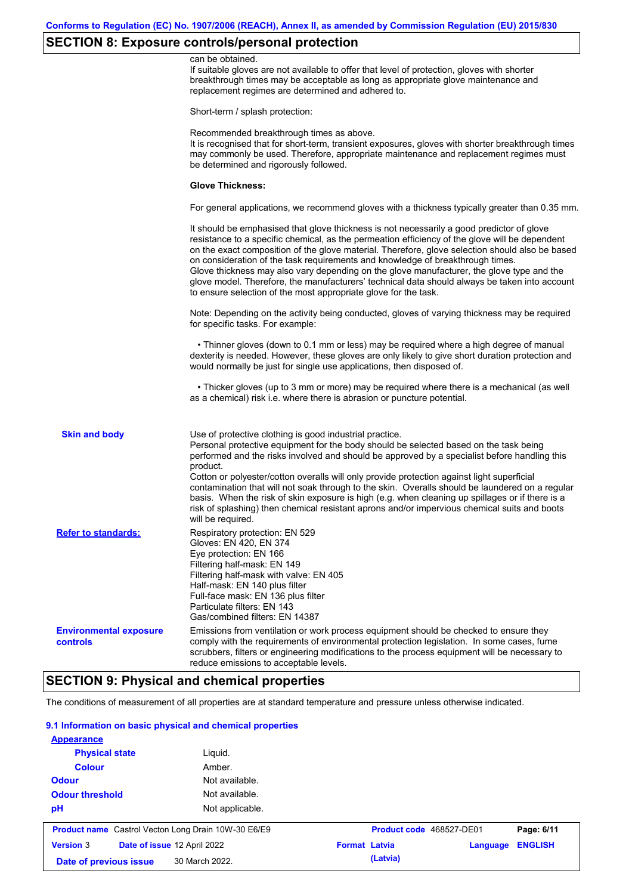## SECTION 8: Exposure controls/personal protection

can be obtained.
If suitable gloves are not available to offer that level of protection, gloves with shorter breakthrough times may be acceptable as long as appropriate glove maintenance and replacement regimes are determined and adhered to.

Short-term / splash protection:

Recommended breakthrough times as above.
It is recognised that for short-term, transient exposures, gloves with shorter breakthrough times may commonly be used. Therefore, appropriate maintenance and replacement regimes must be determined and rigorously followed.

**Glove Thickness:**

For general applications, we recommend gloves with a thickness typically greater than 0.35 mm.

It should be emphasised that glove thickness is not necessarily a good predictor of glove resistance to a specific chemical, as the permeation efficiency of the glove will be dependent on the exact composition of the glove material. Therefore, glove selection should also be based on consideration of the task requirements and knowledge of breakthrough times.
Glove thickness may also vary depending on the glove manufacturer, the glove type and the glove model. Therefore, the manufacturers' technical data should always be taken into account to ensure selection of the most appropriate glove for the task.

Note: Depending on the activity being conducted, gloves of varying thickness may be required for specific tasks. For example:

• Thinner gloves (down to 0.1 mm or less) may be required where a high degree of manual dexterity is needed. However, these gloves are only likely to give short duration protection and would normally be just for single use applications, then disposed of.

• Thicker gloves (up to 3 mm or more) may be required where there is a mechanical (as well as a chemical) risk i.e. where there is abrasion or puncture potential.

**Skin and body**

Use of protective clothing is good industrial practice.
Personal protective equipment for the body should be selected based on the task being performed and the risks involved and should be approved by a specialist before handling this product.
Cotton or polyester/cotton overalls will only provide protection against light superficial contamination that will not soak through to the skin. Overalls should be laundered on a regular basis. When the risk of skin exposure is high (e.g. when cleaning up spillages or if there is a risk of splashing) then chemical resistant aprons and/or impervious chemical suits and boots will be required.

**Refer to standards:**

Respiratory protection: EN 529
Gloves: EN 420, EN 374
Eye protection: EN 166
Filtering half-mask: EN 149
Filtering half-mask with valve: EN 405
Half-mask: EN 140 plus filter
Full-face mask: EN 136 plus filter
Particulate filters: EN 143
Gas/combined filters: EN 14387

**Environmental exposure controls**

Emissions from ventilation or work process equipment should be checked to ensure they comply with the requirements of environmental protection legislation. In some cases, fume scrubbers, filters or engineering modifications to the process equipment will be necessary to reduce emissions to acceptable levels.

## SECTION 9: Physical and chemical properties

The conditions of measurement of all properties are at standard temperature and pressure unless otherwise indicated.

### 9.1 Information on basic physical and chemical properties

**Appearance**

| | |
|---|---|
| **Physical state** | Liquid. |
| **Colour** | Amber. |
| **Odour** | Not available. |
| **Odour threshold** | Not available. |
| **pH** | Not applicable. |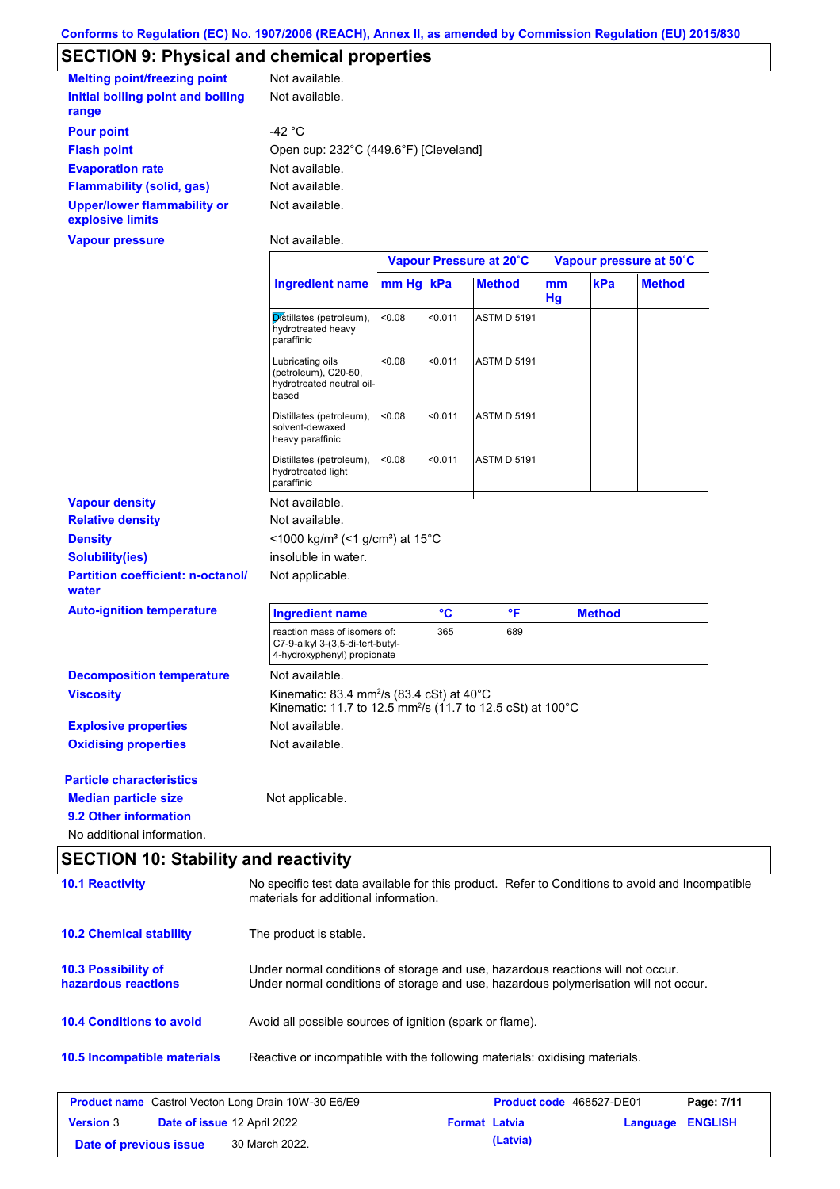Conforms to Regulation (EC) No. 1907/2006 (REACH), Annex II, as amended by Commission Regulation (EU) 2015/830

## SECTION 9: Physical and chemical properties

**Melting point/freezing point**: Not available.

**Initial boiling point and boiling range**: Not available.

**Pour point**: -42 °C

**Flash point**: Open cup: 232°C (449.6°F) [Cleveland]

**Evaporation rate**: Not available.

**Flammability (solid, gas)**: Not available.

**Upper/lower flammability or explosive limits**: Not available.

**Vapour pressure**: Not available.

| | Vapour Pressure at 20˚C | | | Vapour pressure at 50˚C | | |
|---|---|---|---|---|---|---|
| **Ingredient name** | **mm Hg** | **kPa** | **Method** | **mm Hg** | **kPa** | **Method** |
| Distillates (petroleum), hydrotreated heavy paraffinic | <0.08 | <0.011 | ASTM D 5191 | | | |
| Lubricating oils (petroleum), C20-50, hydrotreated neutral oil-based | <0.08 | <0.011 | ASTM D 5191 | | | |
| Distillates (petroleum), solvent-dewaxed heavy paraffinic | <0.08 | <0.011 | ASTM D 5191 | | | |
| Distillates (petroleum), hydrotreated light paraffinic | <0.08 | <0.011 | ASTM D 5191 | | | |

**Vapour density**: Not available.

**Relative density**: Not available.

**Density**: <1000 kg/m³ (<1 g/cm³) at 15°C

**Solubility(ies)**: insoluble in water.

**Partition coefficient: n-octanol/water**: Not applicable.

**Auto-ignition temperature**:

| Ingredient name | °C | °F | Method |
|---|---|---|---|
| reaction mass of isomers of: C7-9-alkyl 3-(3,5-di-tert-butyl-4-hydroxyphenyl) propionate | 365 | 689 | |

**Decomposition temperature**: Not available.

**Viscosity**: Kinematic: 83.4 mm²/s (83.4 cSt) at 40°C
Kinematic: 11.7 to 12.5 mm²/s (11.7 to 12.5 cSt) at 100°C

**Explosive properties**: Not available.

**Oxidising properties**: Not available.

**Particle characteristics**

**Median particle size**: Not applicable.

**9.2 Other information**

No additional information.

## SECTION 10: Stability and reactivity

**10.1 Reactivity**: No specific test data available for this product. Refer to Conditions to avoid and Incompatible materials for additional information.

**10.2 Chemical stability**: The product is stable.

**10.3 Possibility of hazardous reactions**: Under normal conditions of storage and use, hazardous reactions will not occur.
Under normal conditions of storage and use, hazardous polymerisation will not occur.

**10.4 Conditions to avoid**: Avoid all possible sources of ignition (spark or flame).

**10.5 Incompatible materials**: Reactive or incompatible with the following materials: oxidising materials.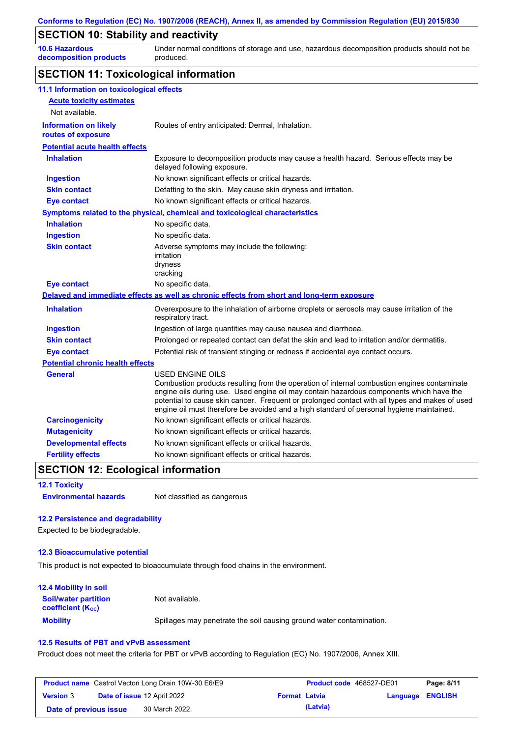Conforms to Regulation (EC) No. 1907/2006 (REACH), Annex II, as amended by Commission Regulation (EU) 2015/830

## SECTION 10: Stability and reactivity

| | |
|---|---|
| **10.6 Hazardous decomposition products** | Under normal conditions of storage and use, hazardous decomposition products should not be produced. |

## SECTION 11: Toxicological information

### 11.1 Information on toxicological effects

**Acute toxicity estimates**

Not available.

| | |
|---|---|
| **Information on likely routes of exposure** | Routes of entry anticipated: Dermal, Inhalation. |

**Potential acute health effects**

| | |
|---|---|
| **Inhalation** | Exposure to decomposition products may cause a health hazard. Serious effects may be delayed following exposure. |
| **Ingestion** | No known significant effects or critical hazards. |
| **Skin contact** | Defatting to the skin. May cause skin dryness and irritation. |
| **Eye contact** | No known significant effects or critical hazards. |

**Symptoms related to the physical, chemical and toxicological characteristics**

| | |
|---|---|
| **Inhalation** | No specific data. |
| **Ingestion** | No specific data. |
| **Skin contact** | Adverse symptoms may include the following:<br>irritation<br>dryness<br>cracking |
| **Eye contact** | No specific data. |

**Delayed and immediate effects as well as chronic effects from short and long-term exposure**

| | |
|---|---|
| **Inhalation** | Overexposure to the inhalation of airborne droplets or aerosols may cause irritation of the respiratory tract. |
| **Ingestion** | Ingestion of large quantities may cause nausea and diarrhoea. |
| **Skin contact** | Prolonged or repeated contact can defat the skin and lead to irritation and/or dermatitis. |
| **Eye contact** | Potential risk of transient stinging or redness if accidental eye contact occurs. |

**Potential chronic health effects**

| | |
|---|---|
| **General** | USED ENGINE OILS<br>Combustion products resulting from the operation of internal combustion engines contaminate engine oils during use. Used engine oil may contain hazardous components which have the potential to cause skin cancer. Frequent or prolonged contact with all types and makes of used engine oil must therefore be avoided and a high standard of personal hygiene maintained. |
| **Carcinogenicity** | No known significant effects or critical hazards. |
| **Mutagenicity** | No known significant effects or critical hazards. |
| **Developmental effects** | No known significant effects or critical hazards. |
| **Fertility effects** | No known significant effects or critical hazards. |

## SECTION 12: Ecological information

### 12.1 Toxicity

| | |
|---|---|
| **Environmental hazards** | Not classified as dangerous |

### 12.2 Persistence and degradability

Expected to be biodegradable.

### 12.3 Bioaccumulative potential

This product is not expected to bioaccumulate through food chains in the environment.

### 12.4 Mobility in soil

| | |
|---|---|
| **Soil/water partition coefficient ($K_{OC}$)** | Not available. |
| **Mobility** | Spillages may penetrate the soil causing ground water contamination. |

### 12.5 Results of PBT and vPvB assessment

Product does not meet the criteria for PBT or vPvB according to Regulation (EC) No. 1907/2006, Annex XIII.

| | | | |
|---|---|---|---|
| **Product name** Castrol Vecton Long Drain 10W-30 E6/E9 | | **Product code** 468527-DE01 | |
| **Version** 3 | **Date of issue** 12 April 2022 | **Format** Latvia (Latvia) | **Language** ENGLISH |
| **Date of previous issue** | 30 March 2022. | | |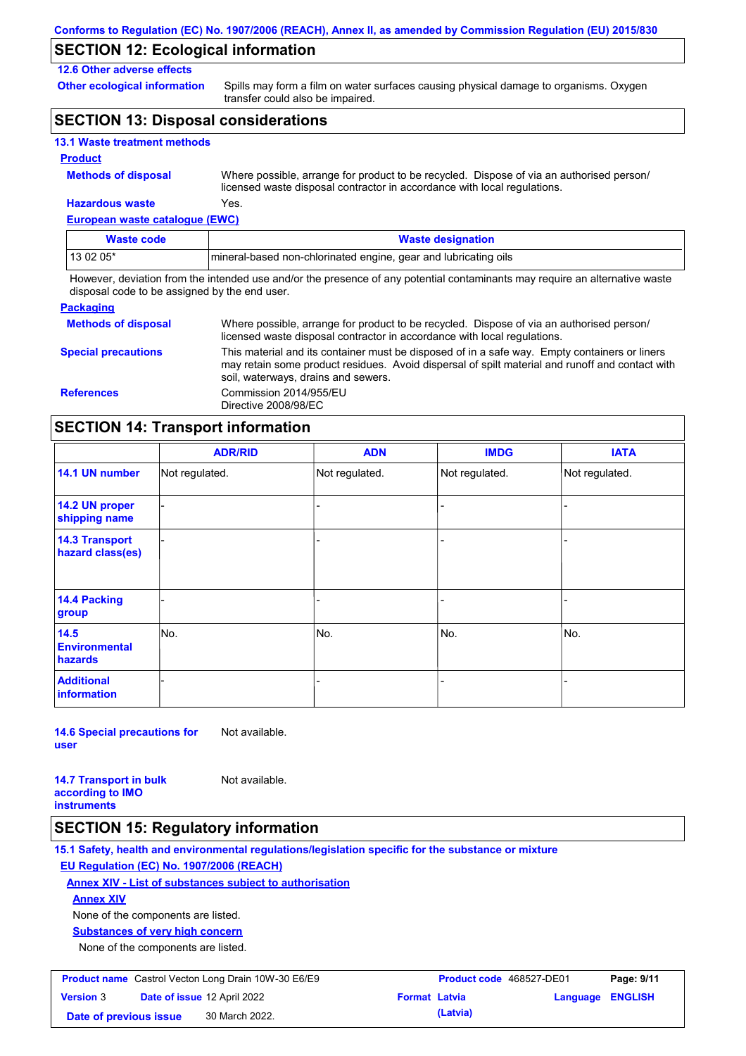## SECTION 12: Ecological information

**12.6 Other adverse effects**

**Other ecological information** Spills may form a film on water surfaces causing physical damage to organisms. Oxygen transfer could also be impaired.

## SECTION 13: Disposal considerations

**13.1 Waste treatment methods**

**Product**

**Methods of disposal** Where possible, arrange for product to be recycled. Dispose of via an authorised person/ licensed waste disposal contractor in accordance with local regulations.

**Hazardous waste** Yes.

**European waste catalogue (EWC)**

| Waste code | Waste designation |
|---|---|
| 13 02 05* | mineral-based non-chlorinated engine, gear and lubricating oils |

However, deviation from the intended use and/or the presence of any potential contaminants may require an alternative waste disposal code to be assigned by the end user.

**Packaging**

**Methods of disposal** Where possible, arrange for product to be recycled. Dispose of via an authorised person/ licensed waste disposal contractor in accordance with local regulations.

**Special precautions** This material and its container must be disposed of in a safe way. Empty containers or liners may retain some product residues. Avoid dispersal of spilt material and runoff and contact with soil, waterways, drains and sewers.

**References** Commission 2014/955/EU
Directive 2008/98/EC

## SECTION 14: Transport information

| | ADR/RID | ADN | IMDG | IATA |
|---|---|---|---|---|
| **14.1 UN number** | Not regulated. | Not regulated. | Not regulated. | Not regulated. |
| **14.2 UN proper shipping name** | - | - | - | - |
| **14.3 Transport hazard class(es)** | - | - | - | - |
| **14.4 Packing group** | - | - | - | - |
| **14.5 Environmental hazards** | No. | No. | No. | No. |
| **Additional information** | - | - | - | - |

**14.6 Special precautions for user** Not available.

**14.7 Transport in bulk according to IMO instruments** Not available.

## SECTION 15: Regulatory information

**15.1 Safety, health and environmental regulations/legislation specific for the substance or mixture**

**EU Regulation (EC) No. 1907/2006 (REACH)**

**Annex XIV - List of substances subject to authorisation**

**Annex XIV**

None of the components are listed.

**Substances of very high concern**

None of the components are listed.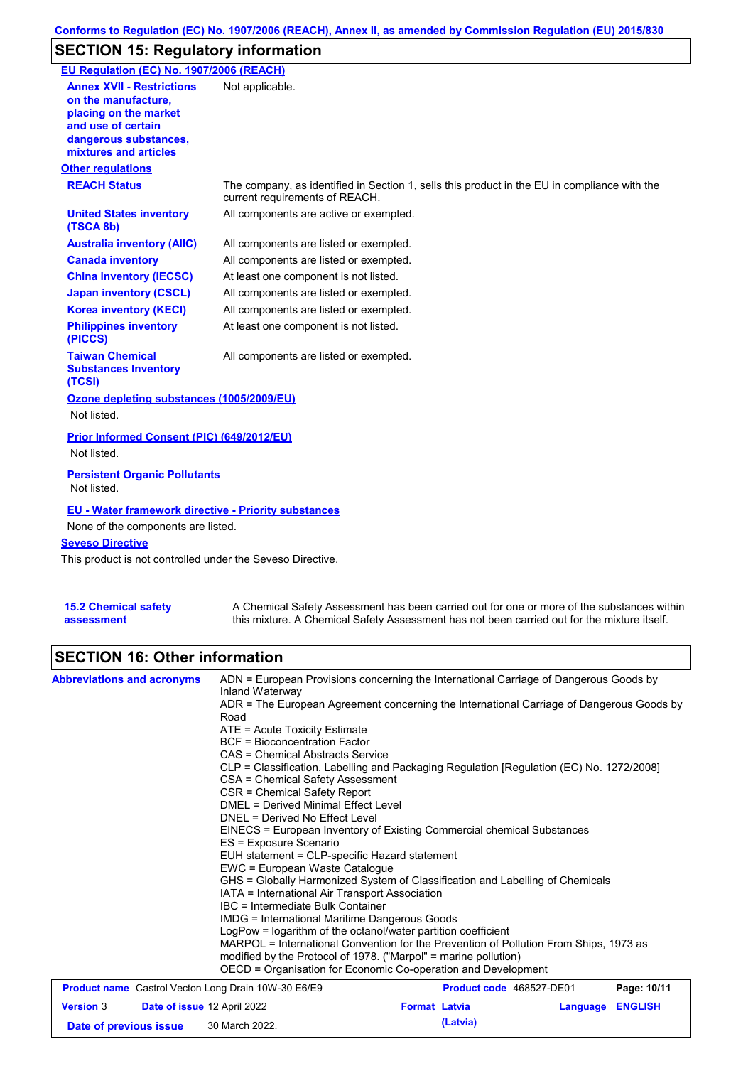## SECTION 15: Regulatory information

### EU Regulation (EC) No. 1907/2006 (REACH)

| | |
|---|---|
| **Annex XVII - Restrictions on the manufacture, placing on the market and use of certain dangerous substances, mixtures and articles** | Not applicable. |

### Other regulations

| | |
|---|---|
| **REACH Status** | The company, as identified in Section 1, sells this product in the EU in compliance with the current requirements of REACH. |
| **United States inventory (TSCA 8b)** | All components are active or exempted. |
| **Australia inventory (AIIC)** | All components are listed or exempted. |
| **Canada inventory** | All components are listed or exempted. |
| **China inventory (IECSC)** | At least one component is not listed. |
| **Japan inventory (CSCL)** | All components are listed or exempted. |
| **Korea inventory (KECI)** | All components are listed or exempted. |
| **Philippines inventory (PICCS)** | At least one component is not listed. |
| **Taiwan Chemical Substances Inventory (TCSI)** | All components are listed or exempted. |

**Ozone depleting substances (1005/2009/EU)**

Not listed.

**Prior Informed Consent (PIC) (649/2012/EU)**

Not listed.

**Persistent Organic Pollutants**

Not listed.

**EU - Water framework directive - Priority substances**

None of the components are listed.

**Seveso Directive**

This product is not controlled under the Seveso Directive.

**15.2 Chemical safety assessment**

A Chemical Safety Assessment has been carried out for one or more of the substances within this mixture. A Chemical Safety Assessment has not been carried out for the mixture itself.

## SECTION 16: Other information

**Abbreviations and acronyms**

ADN = European Provisions concerning the International Carriage of Dangerous Goods by Inland Waterway
ADR = The European Agreement concerning the International Carriage of Dangerous Goods by Road
ATE = Acute Toxicity Estimate
BCF = Bioconcentration Factor
CAS = Chemical Abstracts Service
CLP = Classification, Labelling and Packaging Regulation [Regulation (EC) No. 1272/2008]
CSA = Chemical Safety Assessment
CSR = Chemical Safety Report
DMEL = Derived Minimal Effect Level
DNEL = Derived No Effect Level
EINECS = European Inventory of Existing Commercial chemical Substances
ES = Exposure Scenario
EUH statement = CLP-specific Hazard statement
EWC = European Waste Catalogue
GHS = Globally Harmonized System of Classification and Labelling of Chemicals
IATA = International Air Transport Association
IBC = Intermediate Bulk Container
IMDG = International Maritime Dangerous Goods
LogPow = logarithm of the octanol/water partition coefficient
MARPOL = International Convention for the Prevention of Pollution From Ships, 1973 as modified by the Protocol of 1978. ("Marpol" = marine pollution)
OECD = Organisation for Economic Co-operation and Development

| | | | |
|---|---|---|---|
| **Product name** Castrol Vecton Long Drain 10W-30 E6/E9 | | **Product code** 468527-DE01 | |
| **Version** 3 | **Date of issue** 12 April 2022 | **Format** Latvia (Latvia) | **Language** ENGLISH |
| **Date of previous issue** | 30 March 2022. | | |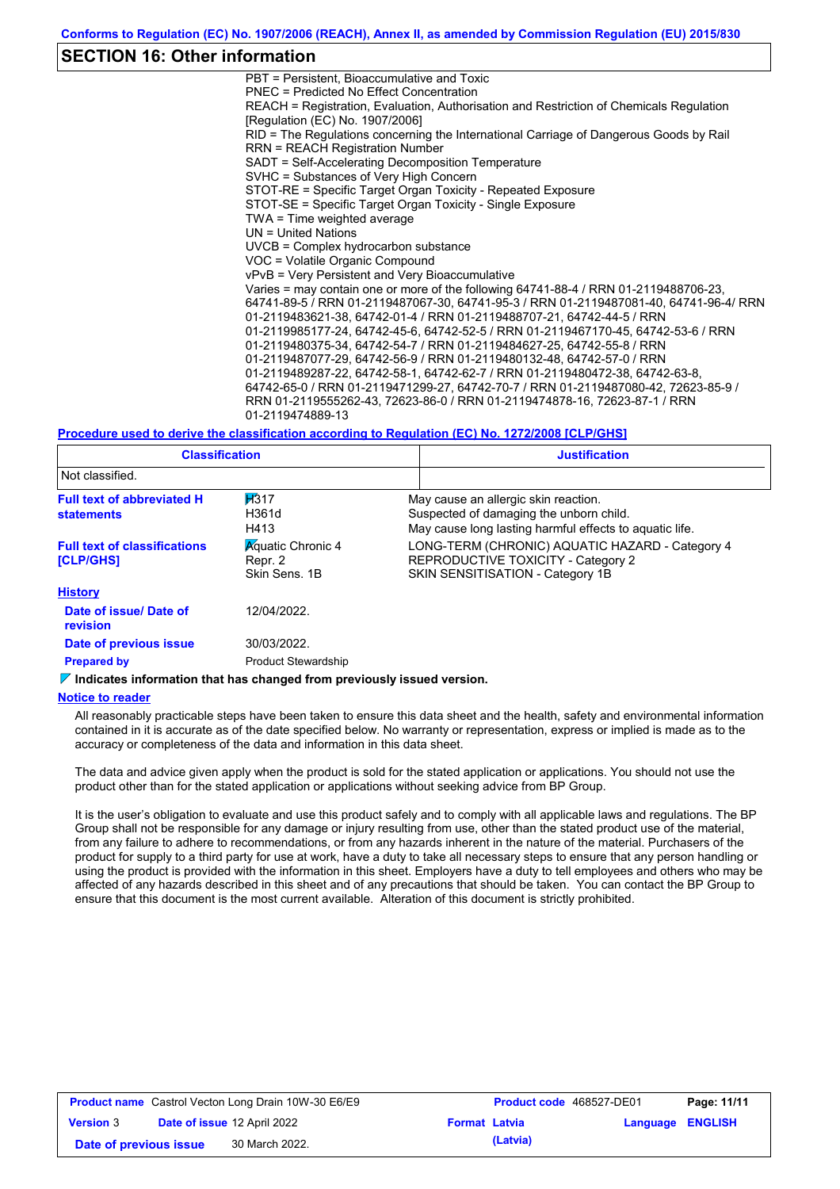## SECTION 16: Other information

PBT = Persistent, Bioaccumulative and Toxic
PNEC = Predicted No Effect Concentration
REACH = Registration, Evaluation, Authorisation and Restriction of Chemicals Regulation [Regulation (EC) No. 1907/2006]
RID = The Regulations concerning the International Carriage of Dangerous Goods by Rail
RRN = REACH Registration Number
SADT = Self-Accelerating Decomposition Temperature
SVHC = Substances of Very High Concern
STOT-RE = Specific Target Organ Toxicity - Repeated Exposure
STOT-SE = Specific Target Organ Toxicity - Single Exposure
TWA = Time weighted average
UN = United Nations
UVCB = Complex hydrocarbon substance
VOC = Volatile Organic Compound
vPvB = Very Persistent and Very Bioaccumulative
Varies = may contain one or more of the following 64741-88-4 / RRN 01-2119488706-23, 64741-89-5 / RRN 01-2119487067-30, 64741-95-3 / RRN 01-2119487081-40, 64741-96-4/ RRN 01-2119483621-38, 64742-01-4 / RRN 01-2119488707-21, 64742-44-5 / RRN 01-2119985177-24, 64742-45-6, 64742-52-5 / RRN 01-2119467170-45, 64742-53-6 / RRN 01-2119480375-34, 64742-54-7 / RRN 01-2119484627-25, 64742-55-8 / RRN 01-2119487077-29, 64742-56-9 / RRN 01-2119480132-48, 64742-57-0 / RRN 01-2119489287-22, 64742-58-1, 64742-62-7 / RRN 01-2119480472-38, 64742-63-8, 64742-65-0 / RRN 01-2119471299-27, 64742-70-7 / RRN 01-2119487080-42, 72623-85-9 / RRN 01-2119555262-43, 72623-86-0 / RRN 01-2119474878-16, 72623-87-1 / RRN 01-2119474889-13

**Procedure used to derive the classification according to Regulation (EC) No. 1272/2008 [CLP/GHS]**

| Classification | Justification |
|---|---|
| Not classified. | |

**Full text of abbreviated H statements**

| | |
|---|---|
| H317 | May cause an allergic skin reaction. |
| H361d | Suspected of damaging the unborn child. |
| H413 | May cause long lasting harmful effects to aquatic life. |

**Full text of classifications [CLP/GHS]**

| | |
|---|---|
| Aquatic Chronic 4 | LONG-TERM (CHRONIC) AQUATIC HAZARD - Category 4 |
| Repr. 2 | REPRODUCTIVE TOXICITY - Category 2 |
| Skin Sens. 1B | SKIN SENSITISATION - Category 1B |

**History**

**Date of issue/ Date of revision** 12/04/2022.

**Date of previous issue** 30/03/2022.

**Prepared by** Product Stewardship

**Indicates information that has changed from previously issued version.**

**Notice to reader**

All reasonably practicable steps have been taken to ensure this data sheet and the health, safety and environmental information contained in it is accurate as of the date specified below. No warranty or representation, express or implied is made as to the accuracy or completeness of the data and information in this data sheet.

The data and advice given apply when the product is sold for the stated application or applications. You should not use the product other than for the stated application or applications without seeking advice from BP Group.

It is the user's obligation to evaluate and use this product safely and to comply with all applicable laws and regulations. The BP Group shall not be responsible for any damage or injury resulting from use, other than the stated product use of the material, from any failure to adhere to recommendations, or from any hazards inherent in the nature of the material. Purchasers of the product for supply to a third party for use at work, have a duty to take all necessary steps to ensure that any person handling or using the product is provided with the information in this sheet. Employers have a duty to tell employees and others who may be affected of any hazards described in this sheet and of any precautions that should be taken. You can contact the BP Group to ensure that this document is the most current available. Alteration of this document is strictly prohibited.